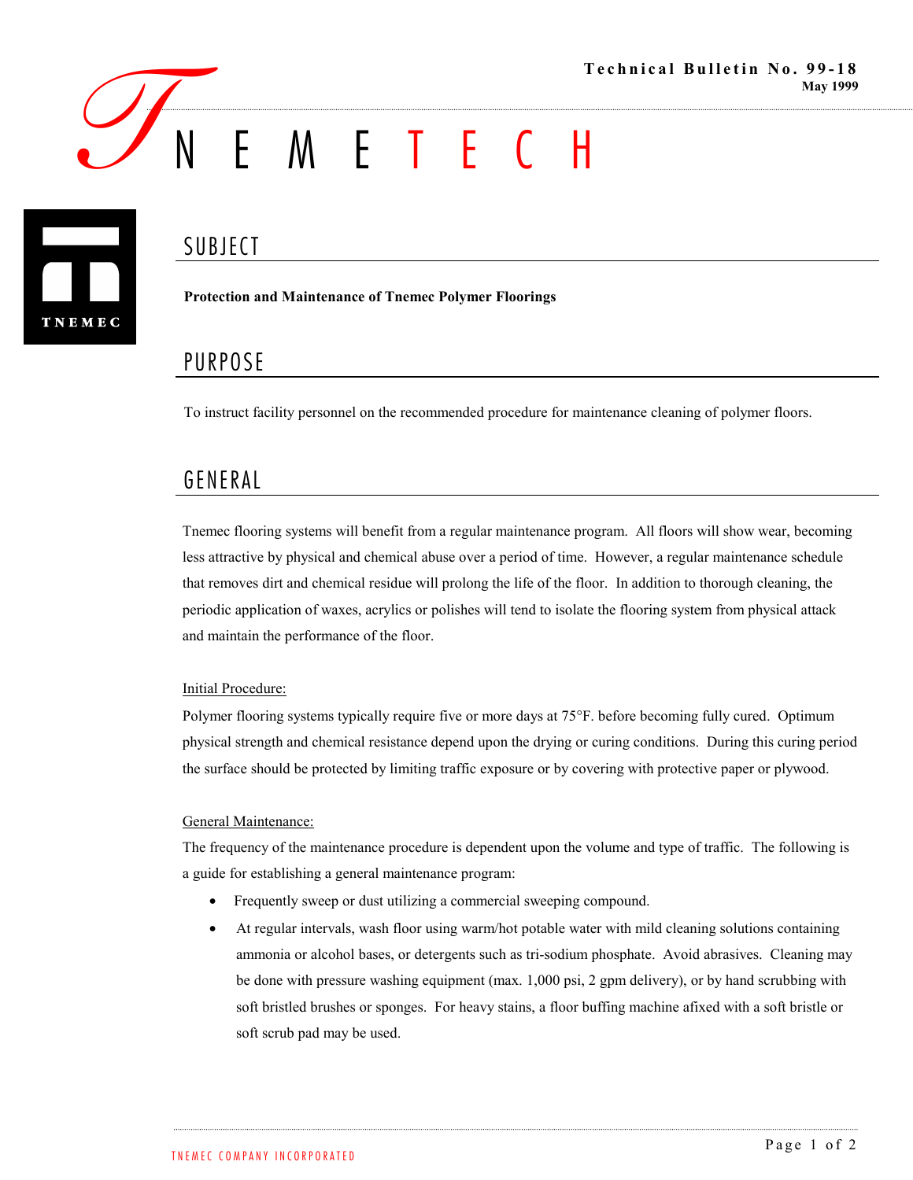Technical Bulletin No. 99-18
May 1999

# TNEMETECH

## SUBJECT

**Protection and Maintenance of Tnemec Polymer Floorings**

## PURPOSE

To instruct facility personnel on the recommended procedure for maintenance cleaning of polymer floors.

## GENERAL

Tnemec flooring systems will benefit from a regular maintenance program. All floors will show wear, becoming less attractive by physical and chemical abuse over a period of time. However, a regular maintenance schedule that removes dirt and chemical residue will prolong the life of the floor. In addition to thorough cleaning, the periodic application of waxes, acrylics or polishes will tend to isolate the flooring system from physical attack and maintain the performance of the floor.

Initial Procedure:

Polymer flooring systems typically require five or more days at 75°F. before becoming fully cured. Optimum physical strength and chemical resistance depend upon the drying or curing conditions. During this curing period the surface should be protected by limiting traffic exposure or by covering with protective paper or plywood.

General Maintenance:

The frequency of the maintenance procedure is dependent upon the volume and type of traffic. The following is a guide for establishing a general maintenance program:

- Frequently sweep or dust utilizing a commercial sweeping compound.
- At regular intervals, wash floor using warm/hot potable water with mild cleaning solutions containing ammonia or alcohol bases, or detergents such as tri-sodium phosphate. Avoid abrasives. Cleaning may be done with pressure washing equipment (max. 1,000 psi, 2 gpm delivery), or by hand scrubbing with soft bristled brushes or sponges. For heavy stains, a floor buffing machine afixed with a soft bristle or soft scrub pad may be used.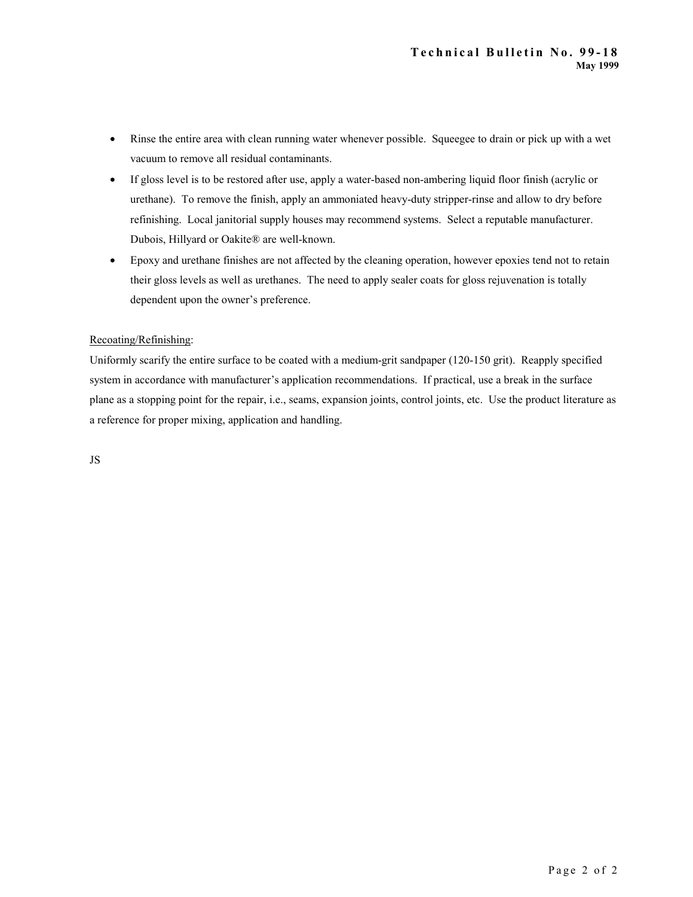- Rinse the entire area with clean running water whenever possible. Squeegee to drain or pick up with a wet vacuum to remove all residual contaminants.
- If gloss level is to be restored after use, apply a water-based non-ambering liquid floor finish (acrylic or urethane). To remove the finish, apply an ammoniated heavy-duty stripper-rinse and allow to dry before refinishing. Local janitorial supply houses may recommend systems. Select a reputable manufacturer. Dubois, Hillyard or Oakite® are well-known.
- Epoxy and urethane finishes are not affected by the cleaning operation, however epoxies tend not to retain their gloss levels as well as urethanes. The need to apply sealer coats for gloss rejuvenation is totally dependent upon the owner's preference.

<u>Recoating/Refinishing</u>:

Uniformly scarify the entire surface to be coated with a medium-grit sandpaper (120-150 grit). Reapply specified system in accordance with manufacturer's application recommendations. If practical, use a break in the surface plane as a stopping point for the repair, i.e., seams, expansion joints, control joints, etc. Use the product literature as a reference for proper mixing, application and handling.

JS